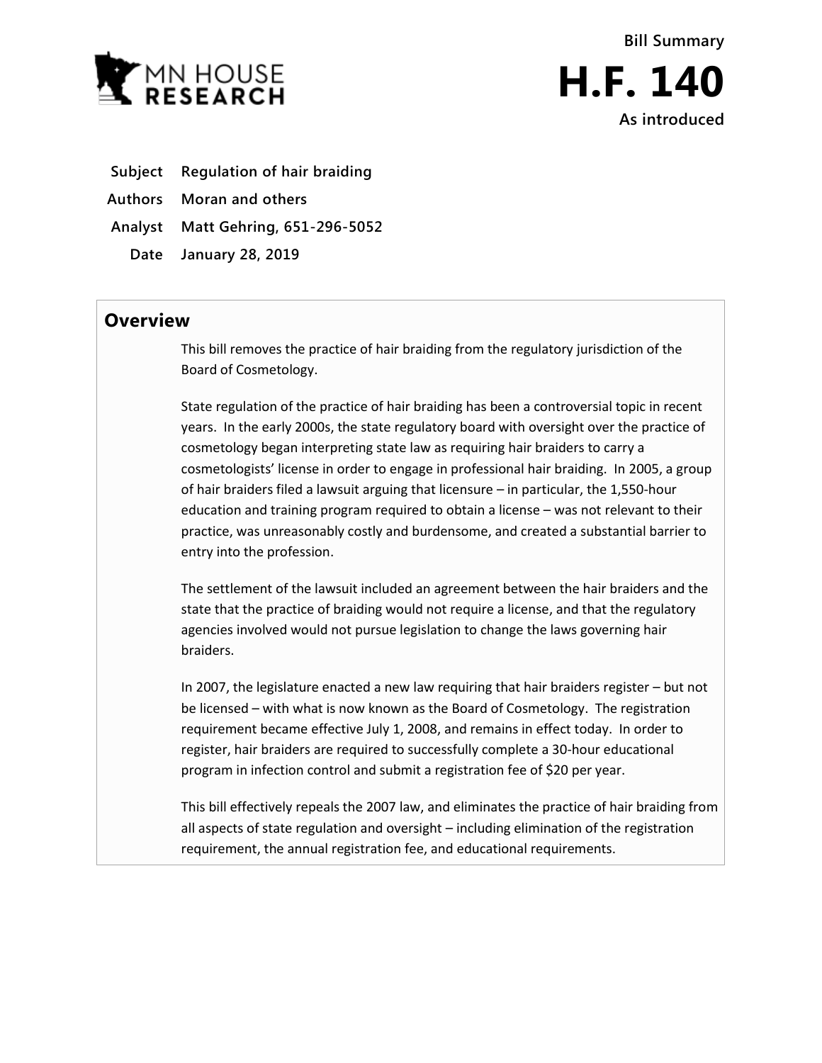MN HOUSE RESEARCH

Bill Summary

# H.F. 140

**As introduced**

**Subject** Regulation of hair braiding

**Authors** Moran and others

**Analyst** Matt Gehring, 651-296-5052

**Date** January 28, 2019

## Overview

This bill removes the practice of hair braiding from the regulatory jurisdiction of the Board of Cosmetology.

State regulation of the practice of hair braiding has been a controversial topic in recent years. In the early 2000s, the state regulatory board with oversight over the practice of cosmetology began interpreting state law as requiring hair braiders to carry a cosmetologists' license in order to engage in professional hair braiding. In 2005, a group of hair braiders filed a lawsuit arguing that licensure – in particular, the 1,550-hour education and training program required to obtain a license – was not relevant to their practice, was unreasonably costly and burdensome, and created a substantial barrier to entry into the profession.

The settlement of the lawsuit included an agreement between the hair braiders and the state that the practice of braiding would not require a license, and that the regulatory agencies involved would not pursue legislation to change the laws governing hair braiders.

In 2007, the legislature enacted a new law requiring that hair braiders register – but not be licensed – with what is now known as the Board of Cosmetology. The registration requirement became effective July 1, 2008, and remains in effect today. In order to register, hair braiders are required to successfully complete a 30-hour educational program in infection control and submit a registration fee of $20 per year.

This bill effectively repeals the 2007 law, and eliminates the practice of hair braiding from all aspects of state regulation and oversight – including elimination of the registration requirement, the annual registration fee, and educational requirements.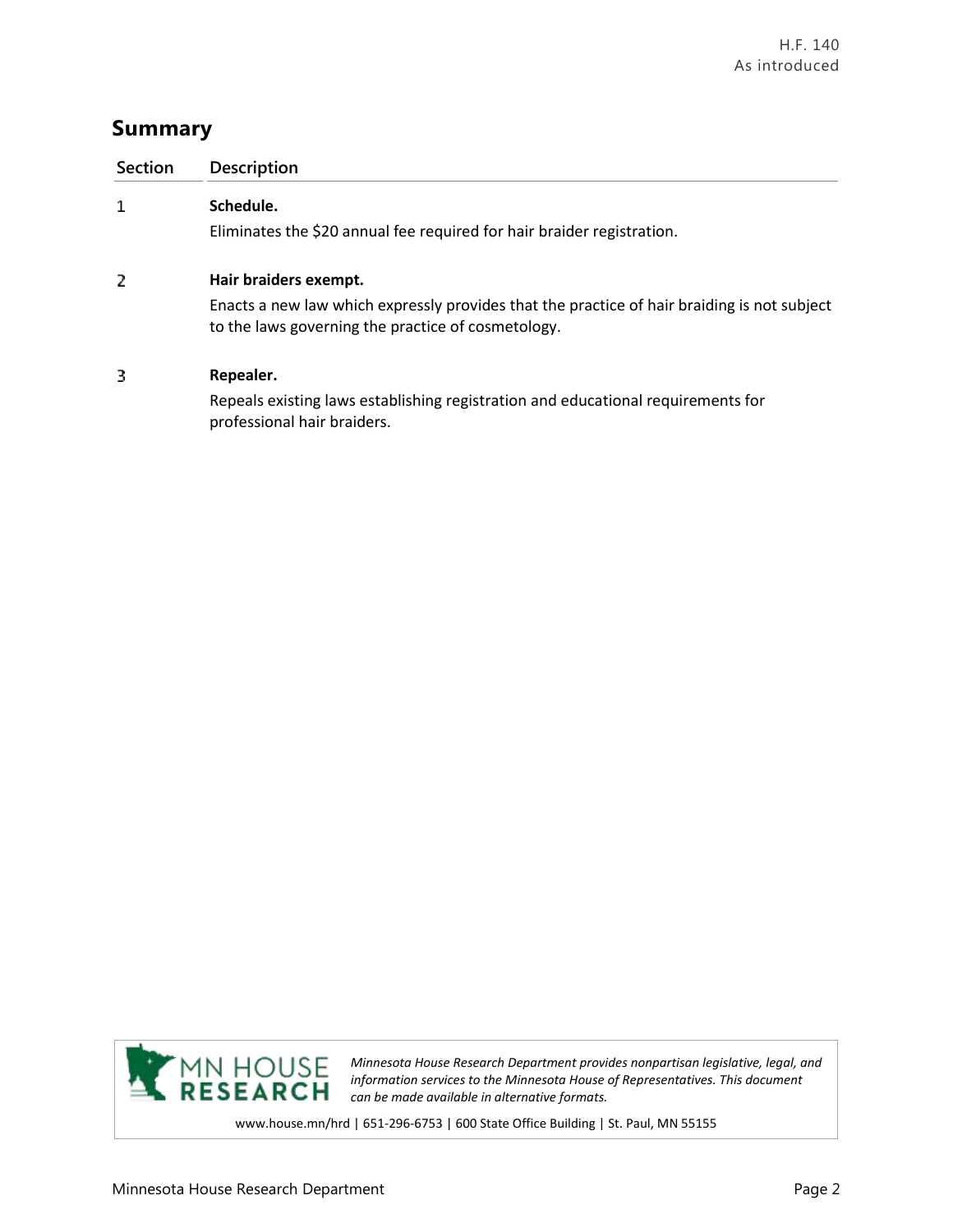## Summary

| Section | Description |
| --- | --- |
| 1 | **Schedule.** Eliminates the $20 annual fee required for hair braider registration. |
| 2 | **Hair braiders exempt.** Enacts a new law which expressly provides that the practice of hair braiding is not subject to the laws governing the practice of cosmetology. |
| 3 | **Repealer.** Repeals existing laws establishing registration and educational requirements for professional hair braiders. |

MN HOUSE RESEARCH

*Minnesota House Research Department provides nonpartisan legislative, legal, and information services to the Minnesota House of Representatives. This document can be made available in alternative formats.*

www.house.mn/hrd | 651-296-6753 | 600 State Office Building | St. Paul, MN 55155